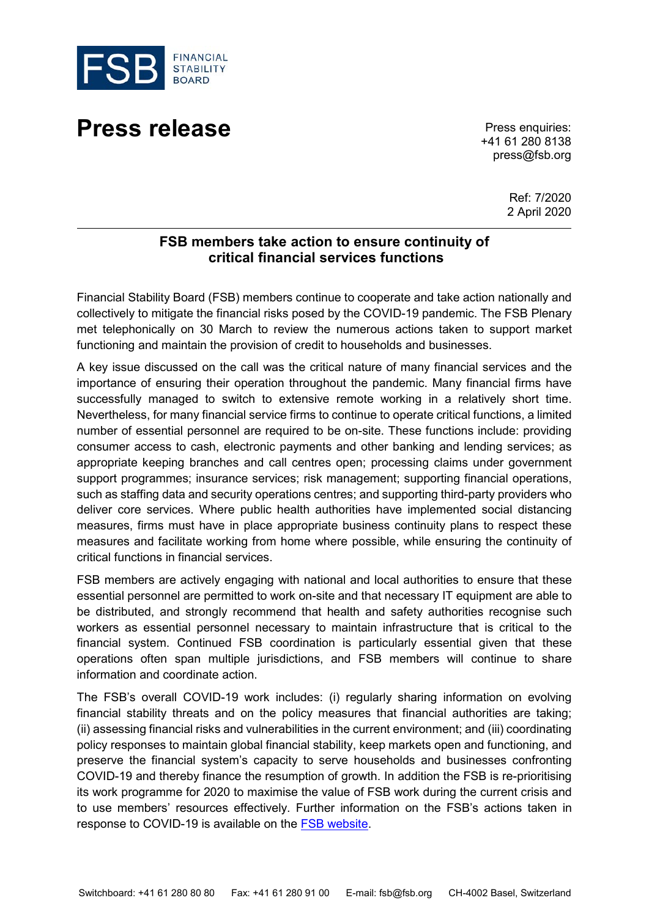FSB FINANCIAL STABILITY BOARD

# Press release

Press enquiries:
+41 61 280 8138
press@fsb.org

Ref: 7/2020
2 April 2020

## FSB members take action to ensure continuity of critical financial services functions

Financial Stability Board (FSB) members continue to cooperate and take action nationally and collectively to mitigate the financial risks posed by the COVID-19 pandemic. The FSB Plenary met telephonically on 30 March to review the numerous actions taken to support market functioning and maintain the provision of credit to households and businesses.

A key issue discussed on the call was the critical nature of many financial services and the importance of ensuring their operation throughout the pandemic. Many financial firms have successfully managed to switch to extensive remote working in a relatively short time. Nevertheless, for many financial service firms to continue to operate critical functions, a limited number of essential personnel are required to be on-site. These functions include: providing consumer access to cash, electronic payments and other banking and lending services; as appropriate keeping branches and call centres open; processing claims under government support programmes; insurance services; risk management; supporting financial operations, such as staffing data and security operations centres; and supporting third-party providers who deliver core services. Where public health authorities have implemented social distancing measures, firms must have in place appropriate business continuity plans to respect these measures and facilitate working from home where possible, while ensuring the continuity of critical functions in financial services.

FSB members are actively engaging with national and local authorities to ensure that these essential personnel are permitted to work on-site and that necessary IT equipment are able to be distributed, and strongly recommend that health and safety authorities recognise such workers as essential personnel necessary to maintain infrastructure that is critical to the financial system. Continued FSB coordination is particularly essential given that these operations often span multiple jurisdictions, and FSB members will continue to share information and coordinate action.

The FSB's overall COVID-19 work includes: (i) regularly sharing information on evolving financial stability threats and on the policy measures that financial authorities are taking; (ii) assessing financial risks and vulnerabilities in the current environment; and (iii) coordinating policy responses to maintain global financial stability, keep markets open and functioning, and preserve the financial system's capacity to serve households and businesses confronting COVID-19 and thereby finance the resumption of growth. In addition the FSB is re-prioritising its work programme for 2020 to maximise the value of FSB work during the current crisis and to use members' resources effectively. Further information on the FSB's actions taken in response to COVID-19 is available on the FSB website.

Switchboard: +41 61 280 80 80 Fax: +41 61 280 91 00 E-mail: fsb@fsb.org CH-4002 Basel, Switzerland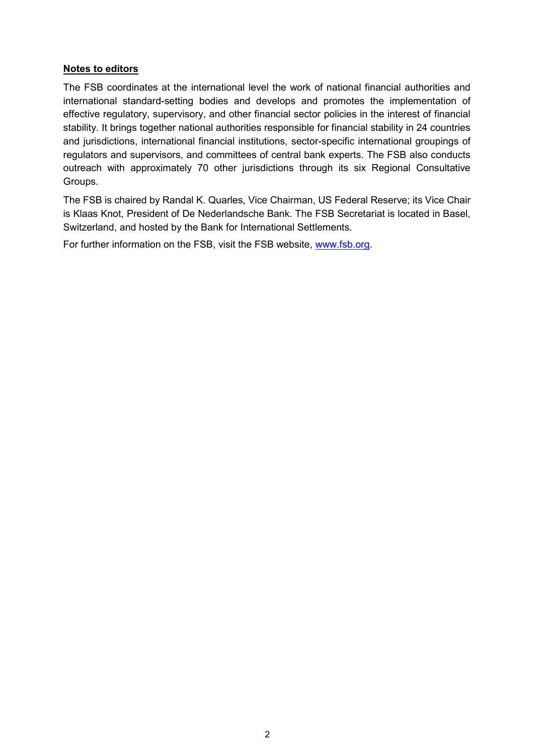**Notes to editors**

The FSB coordinates at the international level the work of national financial authorities and international standard-setting bodies and develops and promotes the implementation of effective regulatory, supervisory, and other financial sector policies in the interest of financial stability. It brings together national authorities responsible for financial stability in 24 countries and jurisdictions, international financial institutions, sector-specific international groupings of regulators and supervisors, and committees of central bank experts. The FSB also conducts outreach with approximately 70 other jurisdictions through its six Regional Consultative Groups.

The FSB is chaired by Randal K. Quarles, Vice Chairman, US Federal Reserve; its Vice Chair is Klaas Knot, President of De Nederlandsche Bank. The FSB Secretariat is located in Basel, Switzerland, and hosted by the Bank for International Settlements.

For further information on the FSB, visit the FSB website, [www.fsb.org](http://www.fsb.org).